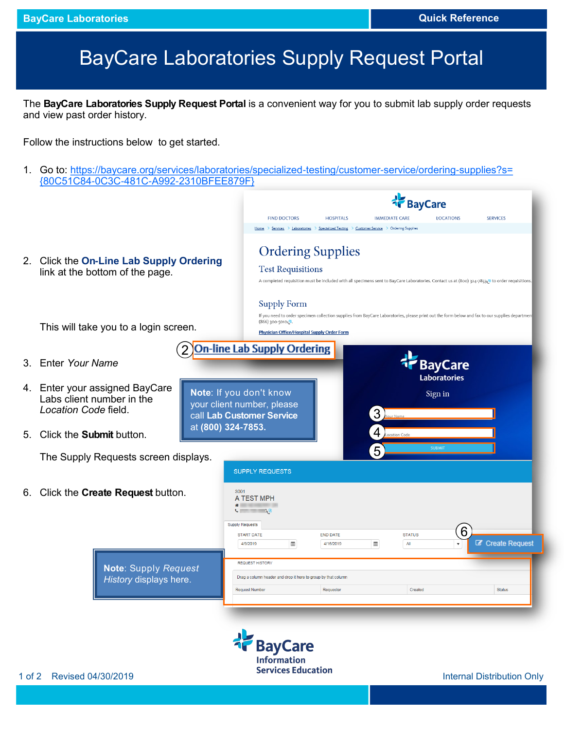# BayCare Laboratories Supply Request Portal

The **BayCare Laboratories Supply Request Portal** is a convenient way for you to submit lab supply order requests and view past order history.

Follow the instructions below to get started.

1. Go to: https://baycare.org/services/laboratories/specialized-testing/customer-service/ordering-supplies?s={80C51C84-0C3C-481C-A992-2310BFEE879F}

2. Click the **On-Line Lab Supply Ordering** link at the bottom of the page.

   This will take you to a login screen.

3. Enter *Your Name*

4. Enter your assigned BayCare Labs client number in the *Location Code* field.

   > **Note**: If you don't know your client number, please call **Lab Customer Service** at **(800) 324-7853.**

5. Click the **Submit** button.

   The Supply Requests screen displays.

6. Click the **Create Request** button.

> **Note**: Supply *Request History* displays here.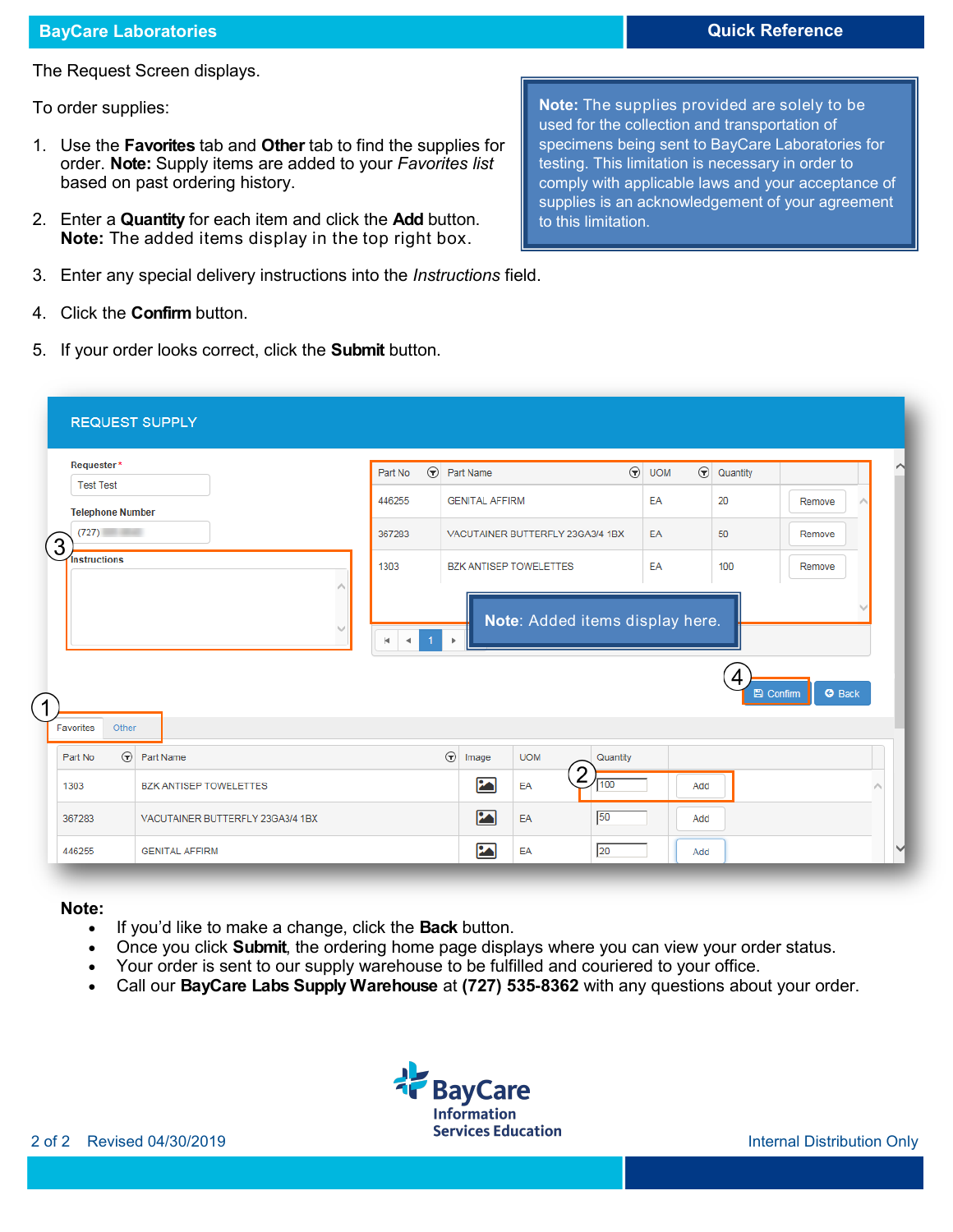The Request Screen displays.

To order supplies:

1. Use the **Favorites** tab and **Other** tab to find the supplies for order. **Note:** Supply items are added to your *Favorites list* based on past ordering history.
2. Enter a **Quantity** for each item and click the **Add** button. **Note:** The added items display in the top right box.
3. Enter any special delivery instructions into the *Instructions* field.
4. Click the **Confirm** button.
5. If your order looks correct, click the **Submit** button.

**Note:** The supplies provided are solely to be used for the collection and transportation of specimens being sent to BayCare Laboratories for testing. This limitation is necessary in order to comply with applicable laws and your acceptance of supplies is an acknowledgement of your agreement to this limitation.

REQUEST SUPPLY

Requester *

Test Test

Telephone Number

(727)

Instructions

| Part No | Part Name | UOM | Quantity | |
|---|---|---|---|---|
| 446255 | GENITAL AFFIRM | EA | 20 | Remove |
| 367283 | VACUTAINER BUTTERFLY 23G3/4 1BX | EA | 50 | Remove |
| 1303 | BZK ANTISEP TOWELETTES | EA | 100 | Remove |

**Note**: Added items display here.

Confirm | Back

Favorites | Other

| Part No | Part Name | Image | UOM | Quantity | |
|---|---|---|---|---|---|
| 1303 | BZK ANTISEP TOWELETTES | | EA | 100 | Add |
| 367283 | VACUTAINER BUTTERFLY 23G3/4 1BX | | EA | 50 | Add |
| 446255 | GENITAL AFFIRM | | EA | 20 | Add |

**Note:**

- If you'd like to make a change, click the **Back** button.
- Once you click **Submit**, the ordering home page displays where you can view your order status.
- Your order is sent to our supply warehouse to be fulfilled and couriered to your office.
- Call our **BayCare Labs Supply Warehouse** at **(727) 535-8362** with any questions about your order.